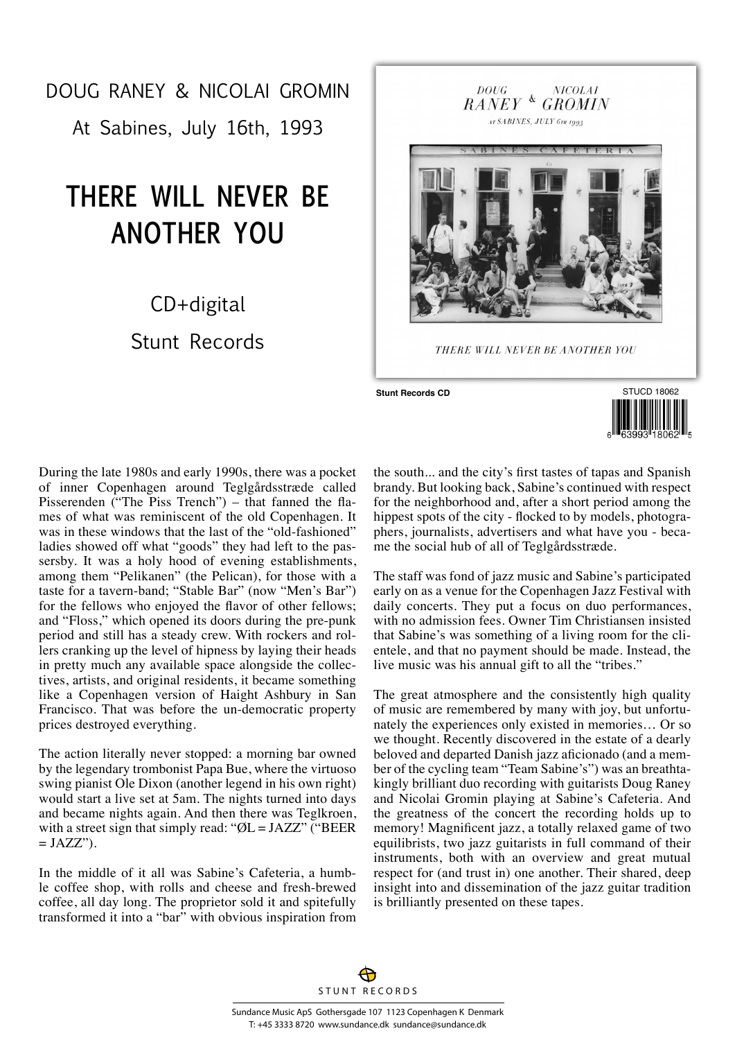# DOUG RANEY & NICOLAI GROMIN

At Sabines, July 16th, 1993

## THERE WILL NEVER BE ANOTHER YOU

CD+digital

Stunt Records

Stunt Records CD

STUCD 18062

6 63993 18062 5

During the late 1980s and early 1990s, there was a pocket of inner Copenhagen around Teglgårdsstræde called Pisserenden ("The Piss Trench") – that fanned the flames of what was reminiscent of the old Copenhagen. It was in these windows that the last of the "old-fashioned" ladies showed off what "goods" they had left to the passersby. It was a holy hood of evening establishments, among them "Pelikanen" (the Pelican), for those with a taste for a tavern-band; "Stable Bar" (now "Men's Bar") for the fellows who enjoyed the flavor of other fellows; and "Floss," which opened its doors during the pre-punk period and still has a steady crew. With rockers and rollers cranking up the level of hipness by laying their heads in pretty much any available space alongside the collectives, artists, and original residents, it became something like a Copenhagen version of Haight Ashbury in San Francisco. That was before the un-democratic property prices destroyed everything.

The action literally never stopped: a morning bar owned by the legendary trombonist Papa Bue, where the virtuoso swing pianist Ole Dixon (another legend in his own right) would start a live set at 5am. The nights turned into days and became nights again. And then there was Teglkroen, with a street sign that simply read: "ØL = JAZZ" ("BEER = JAZZ").

In the middle of it all was Sabine's Cafeteria, a humble coffee shop, with rolls and cheese and fresh-brewed coffee, all day long. The proprietor sold it and spitefully transformed it into a "bar" with obvious inspiration from the south... and the city's first tastes of tapas and Spanish brandy. But looking back, Sabine's continued with respect for the neighborhood and, after a short period among the hippest spots of the city - flocked to by models, photographers, journalists, advertisers and what have you - became the social hub of all of Teglgårdsstræde.

The staff was fond of jazz music and Sabine's participated early on as a venue for the Copenhagen Jazz Festival with daily concerts. They put a focus on duo performances, with no admission fees. Owner Tim Christiansen insisted that Sabine's was something of a living room for the clientele, and that no payment should be made. Instead, the live music was his annual gift to all the "tribes."

The great atmosphere and the consistently high quality of music are remembered by many with joy, but unfortunately the experiences only existed in memories… Or so we thought. Recently discovered in the estate of a dearly beloved and departed Danish jazz aficionado (and a member of the cycling team "Team Sabine's") was an breathtakingly brilliant duo recording with guitarists Doug Raney and Nicolai Gromin playing at Sabine's Cafeteria. And the greatness of the concert the recording holds up to memory! Magnificent jazz, a totally relaxed game of two equilibrists, two jazz guitarists in full command of their instruments, both with an overview and great mutual respect for (and trust in) one another. Their shared, deep insight into and dissemination of the jazz guitar tradition is brilliantly presented on these tapes.

STUNT RECORDS

Sundance Music ApS Gothersgade 107 1123 Copenhagen K Denmark
T: +45 3333 8720 www.sundance.dk sundance@sundance.dk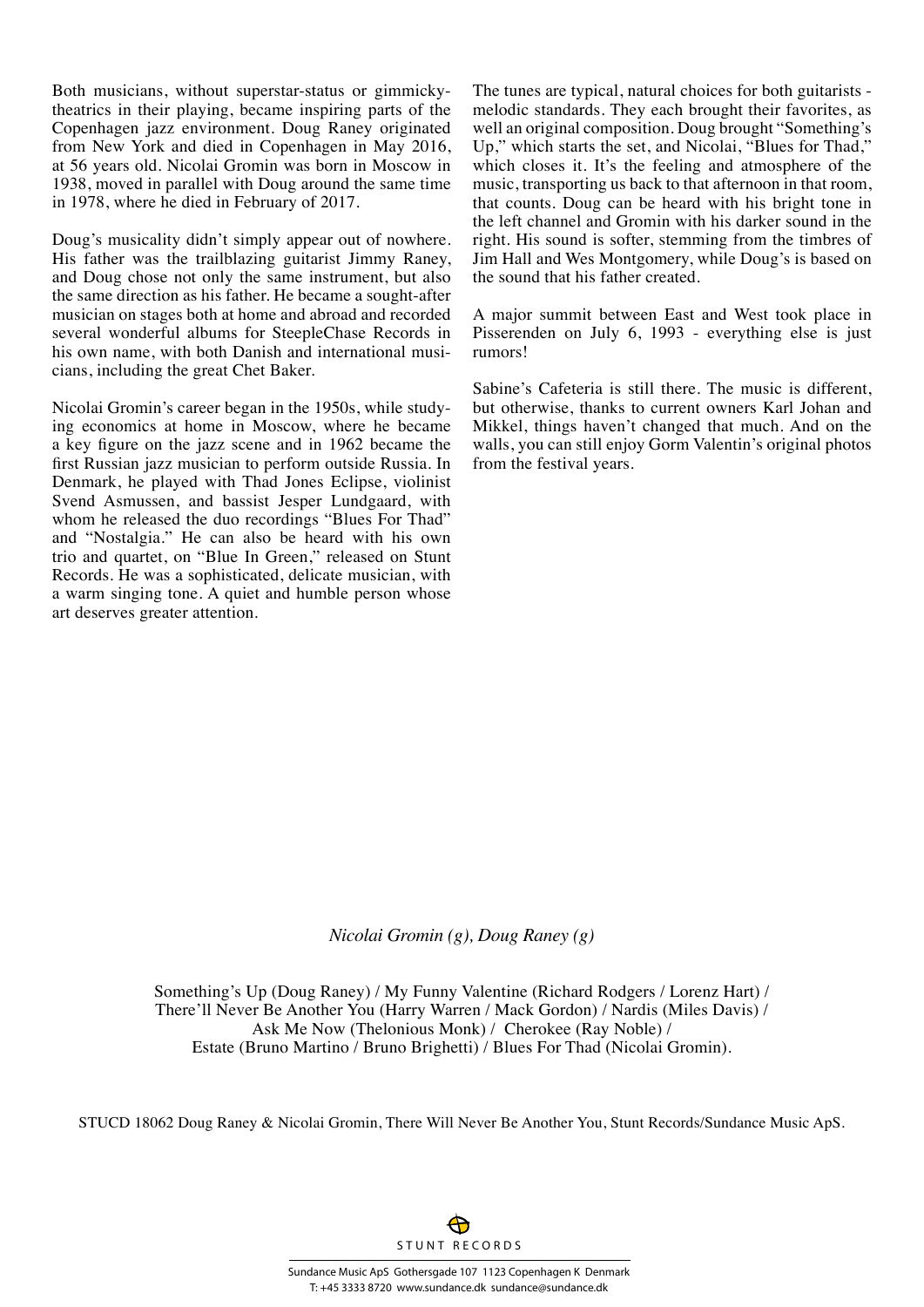Both musicians, without superstar-status or gimmicky-theatrics in their playing, became inspiring parts of the Copenhagen jazz environment. Doug Raney originated from New York and died in Copenhagen in May 2016, at 56 years old. Nicolai Gromin was born in Moscow in 1938, moved in parallel with Doug around the same time in 1978, where he died in February of 2017.

Doug's musicality didn't simply appear out of nowhere. His father was the trailblazing guitarist Jimmy Raney, and Doug chose not only the same instrument, but also the same direction as his father. He became a sought-after musician on stages both at home and abroad and recorded several wonderful albums for SteepleChase Records in his own name, with both Danish and international musicians, including the great Chet Baker.

Nicolai Gromin's career began in the 1950s, while studying economics at home in Moscow, where he became a key figure on the jazz scene and in 1962 became the first Russian jazz musician to perform outside Russia. In Denmark, he played with Thad Jones Eclipse, violinist Svend Asmussen, and bassist Jesper Lundgaard, with whom he released the duo recordings "Blues For Thad" and "Nostalgia." He can also be heard with his own trio and quartet, on "Blue In Green," released on Stunt Records. He was a sophisticated, delicate musician, with a warm singing tone. A quiet and humble person whose art deserves greater attention.

The tunes are typical, natural choices for both guitarists - melodic standards. They each brought their favorites, as well an original composition. Doug brought "Something's Up," which starts the set, and Nicolai, "Blues for Thad," which closes it. It's the feeling and atmosphere of the music, transporting us back to that afternoon in that room, that counts. Doug can be heard with his bright tone in the left channel and Gromin with his darker sound in the right. His sound is softer, stemming from the timbres of Jim Hall and Wes Montgomery, while Doug's is based on the sound that his father created.

A major summit between East and West took place in Pisserenden on July 6, 1993 - everything else is just rumors!

Sabine's Cafeteria is still there. The music is different, but otherwise, thanks to current owners Karl Johan and Mikkel, things haven't changed that much. And on the walls, you can still enjoy Gorm Valentin's original photos from the festival years.

*Nicolai Gromin (g), Doug Raney (g)*

Something's Up (Doug Raney) / My Funny Valentine (Richard Rodgers / Lorenz Hart) / There'll Never Be Another You (Harry Warren / Mack Gordon) / Nardis (Miles Davis) / Ask Me Now (Thelonious Monk) / Cherokee (Ray Noble) / Estate (Bruno Martino / Bruno Brighetti) / Blues For Thad (Nicolai Gromin).

STUCD 18062 Doug Raney & Nicolai Gromin, There Will Never Be Another You, Stunt Records/Sundance Music ApS.

STUNT RECORDS

Sundance Music ApS Gothersgade 107 1123 Copenhagen K Denmark
T: +45 3333 8720 www.sundance.dk sundance@sundance.dk